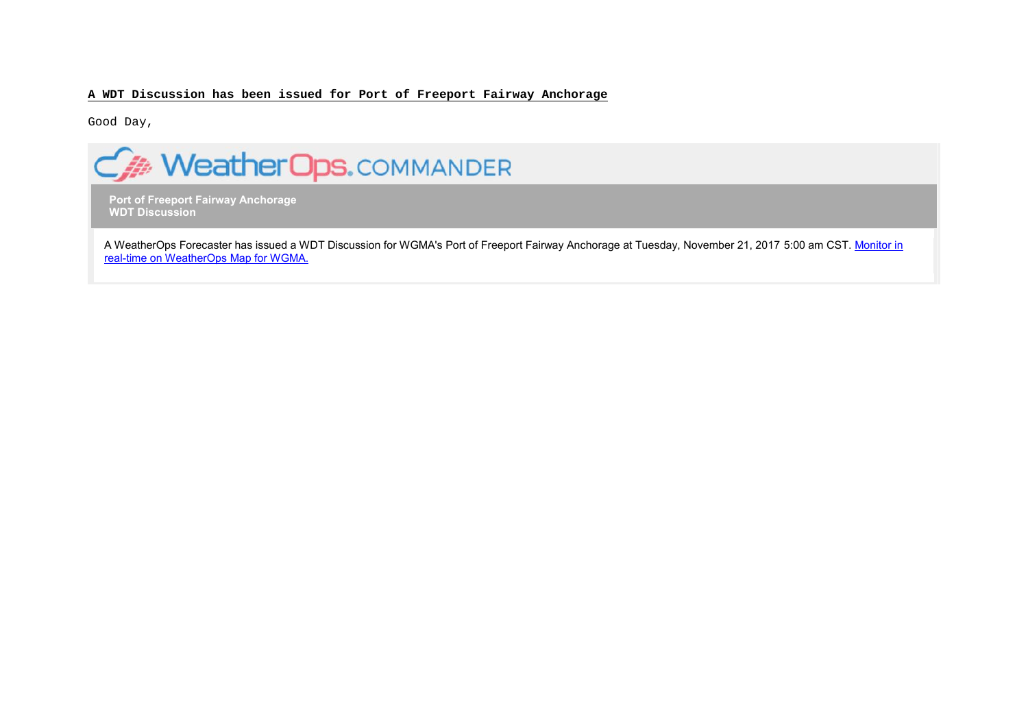**A WDT Discussion has been issued for Port of Freeport Fairway Anchorage**

Good Day,

WeatherOps. COMMANDER

**Port of Freeport Fairway Anchorage**
**WDT Discussion**

A WeatherOps Forecaster has issued a WDT Discussion for WGMA's Port of Freeport Fairway Anchorage at Tuesday, November 21, 2017 5:00 am CST. Monitor in real-time on WeatherOps Map for WGMA.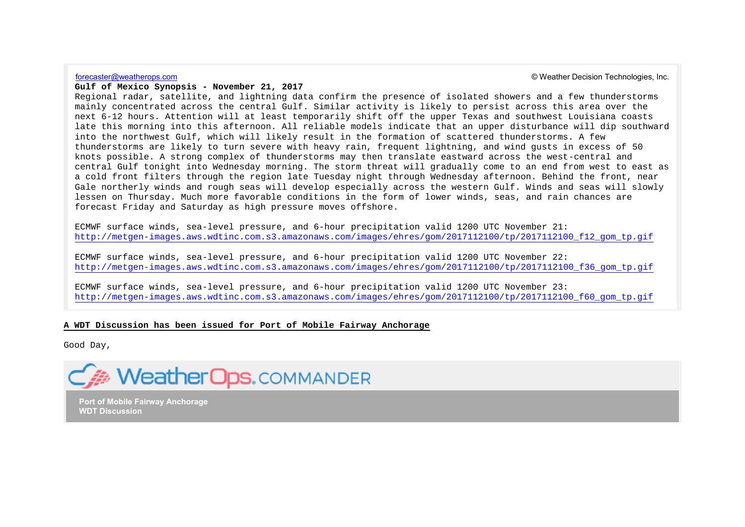forecaster@weatherops.com

© Weather Decision Technologies, Inc.

**Gulf of Mexico Synopsis - November 21, 2017**

Regional radar, satellite, and lightning data confirm the presence of isolated showers and a few thunderstorms mainly concentrated across the central Gulf. Similar activity is likely to persist across this area over the next 6-12 hours. Attention will at least temporarily shift off the upper Texas and southwest Louisiana coasts late this morning into this afternoon. All reliable models indicate that an upper disturbance will dip southward into the northwest Gulf, which will likely result in the formation of scattered thunderstorms. A few thunderstorms are likely to turn severe with heavy rain, frequent lightning, and wind gusts in excess of 50 knots possible. A strong complex of thunderstorms may then translate eastward across the west-central and central Gulf tonight into Wednesday morning. The storm threat will gradually come to an end from west to east as a cold front filters through the region late Tuesday night through Wednesday afternoon. Behind the front, near Gale northerly winds and rough seas will develop especially across the western Gulf. Winds and seas will slowly lessen on Thursday. Much more favorable conditions in the form of lower winds, seas, and rain chances are forecast Friday and Saturday as high pressure moves offshore.

ECMWF surface winds, sea-level pressure, and 6-hour precipitation valid 1200 UTC November 21:
http://metgen-images.aws.wdtinc.com.s3.amazonaws.com/images/ehres/gom/2017112100/tp/2017112100_f12_gom_tp.gif

ECMWF surface winds, sea-level pressure, and 6-hour precipitation valid 1200 UTC November 22:
http://metgen-images.aws.wdtinc.com.s3.amazonaws.com/images/ehres/gom/2017112100/tp/2017112100_f36_gom_tp.gif

ECMWF surface winds, sea-level pressure, and 6-hour precipitation valid 1200 UTC November 23:
http://metgen-images.aws.wdtinc.com.s3.amazonaws.com/images/ehres/gom/2017112100/tp/2017112100_f60_gom_tp.gif

**A WDT Discussion has been issued for Port of Mobile Fairway Anchorage**

Good Day,

WeatherOps. COMMANDER

**Port of Mobile Fairway Anchorage**
**WDT Discussion**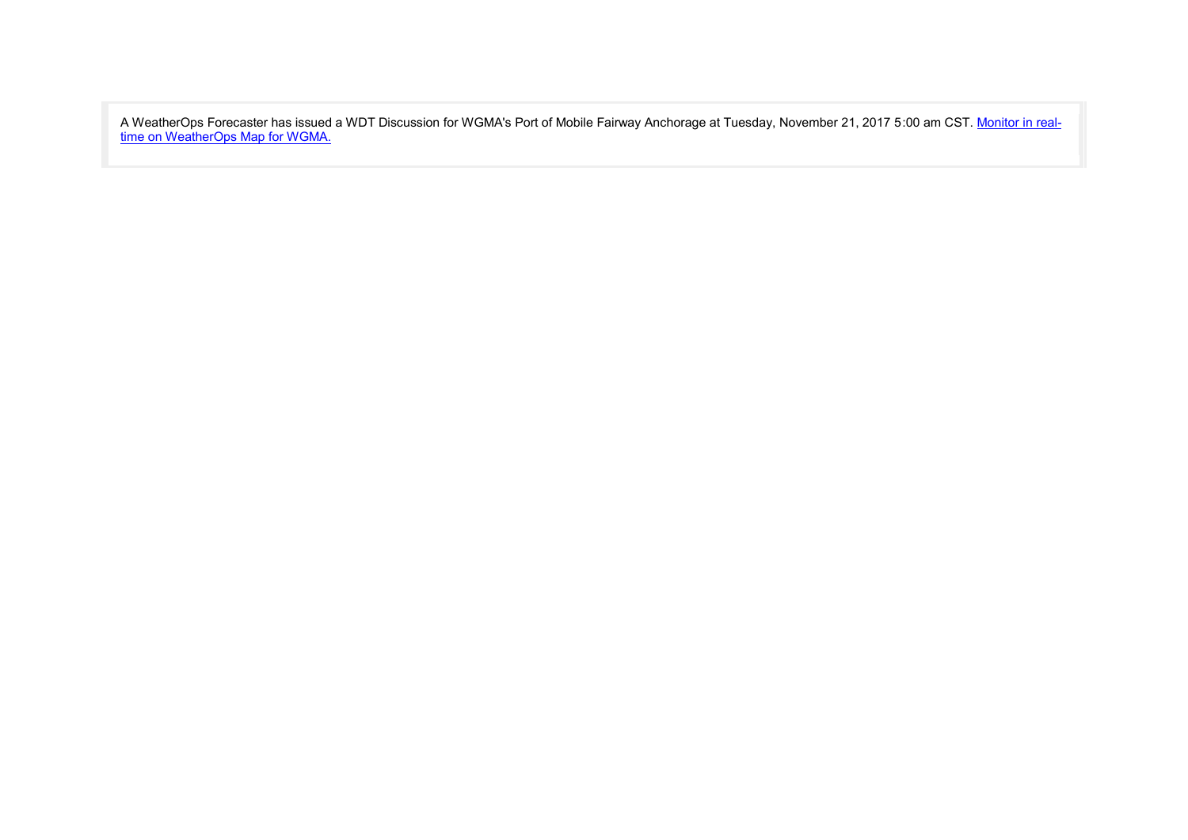A WeatherOps Forecaster has issued a WDT Discussion for WGMA's Port of Mobile Fairway Anchorage at Tuesday, November 21, 2017 5:00 am CST. [Monitor in real-time on WeatherOps Map for WGMA.]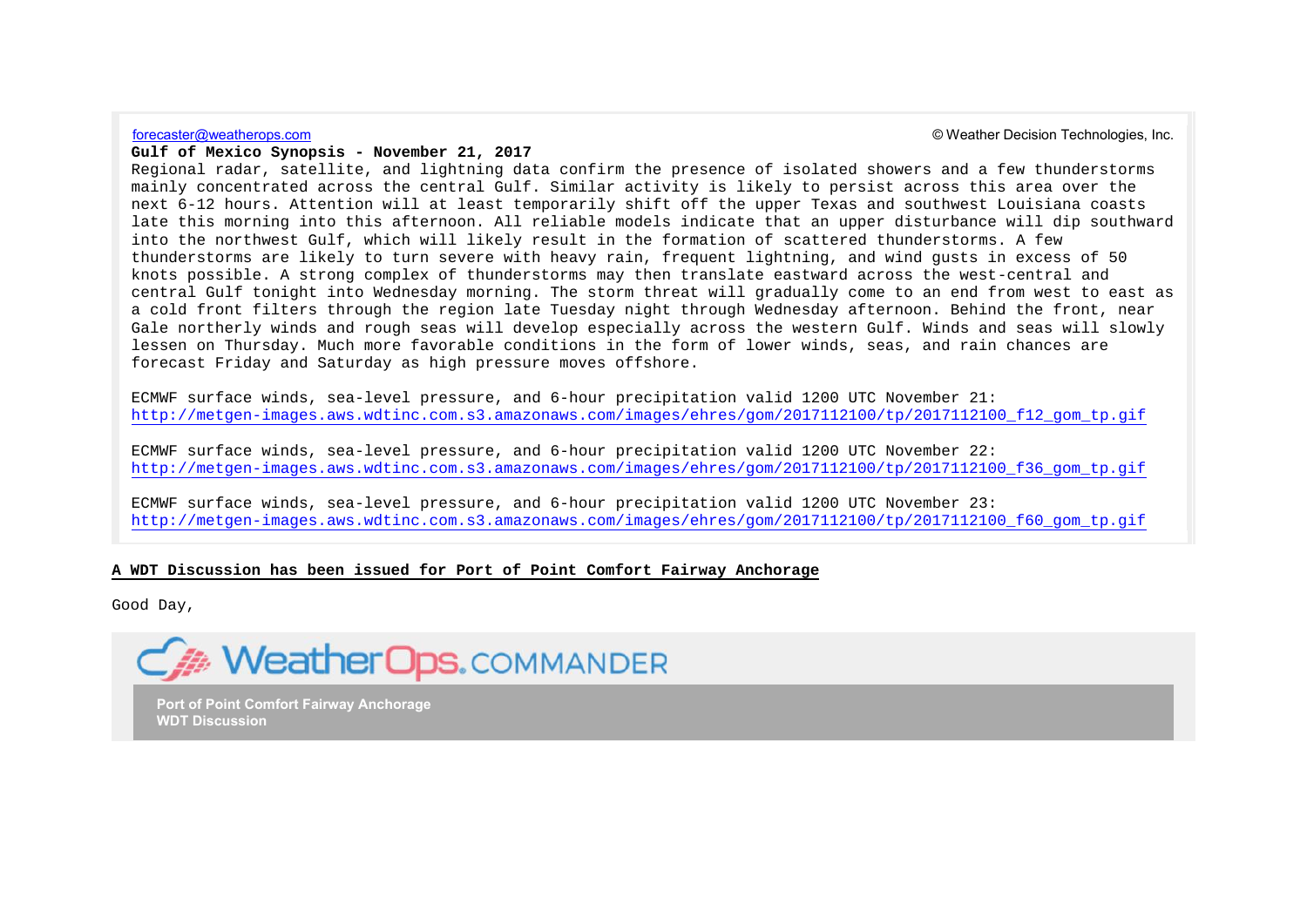forecaster@weatherops.com

© Weather Decision Technologies, Inc.

**Gulf of Mexico Synopsis - November 21, 2017**

Regional radar, satellite, and lightning data confirm the presence of isolated showers and a few thunderstorms mainly concentrated across the central Gulf. Similar activity is likely to persist across this area over the next 6-12 hours. Attention will at least temporarily shift off the upper Texas and southwest Louisiana coasts late this morning into this afternoon. All reliable models indicate that an upper disturbance will dip southward into the northwest Gulf, which will likely result in the formation of scattered thunderstorms. A few thunderstorms are likely to turn severe with heavy rain, frequent lightning, and wind gusts in excess of 50 knots possible. A strong complex of thunderstorms may then translate eastward across the west-central and central Gulf tonight into Wednesday morning. The storm threat will gradually come to an end from west to east as a cold front filters through the region late Tuesday night through Wednesday afternoon. Behind the front, near Gale northerly winds and rough seas will develop especially across the western Gulf. Winds and seas will slowly lessen on Thursday. Much more favorable conditions in the form of lower winds, seas, and rain chances are forecast Friday and Saturday as high pressure moves offshore.

ECMWF surface winds, sea-level pressure, and 6-hour precipitation valid 1200 UTC November 21:
http://metgen-images.aws.wdtinc.com.s3.amazonaws.com/images/ehres/gom/2017112100/tp/2017112100_f12_gom_tp.gif

ECMWF surface winds, sea-level pressure, and 6-hour precipitation valid 1200 UTC November 22:
http://metgen-images.aws.wdtinc.com.s3.amazonaws.com/images/ehres/gom/2017112100/tp/2017112100_f36_gom_tp.gif

ECMWF surface winds, sea-level pressure, and 6-hour precipitation valid 1200 UTC November 23:
http://metgen-images.aws.wdtinc.com.s3.amazonaws.com/images/ehres/gom/2017112100/tp/2017112100_f60_gom_tp.gif

**A WDT Discussion has been issued for Port of Point Comfort Fairway Anchorage**

Good Day,

WeatherOps.COMMANDER

**Port of Point Comfort Fairway Anchorage**
**WDT Discussion**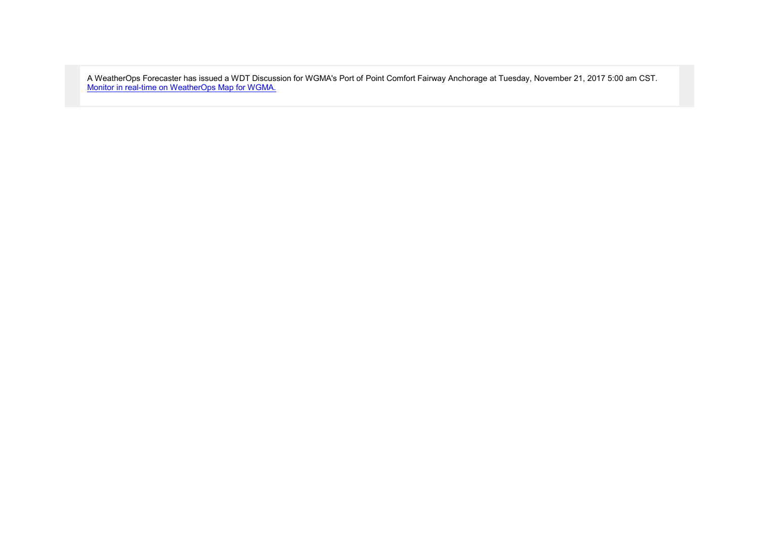A WeatherOps Forecaster has issued a WDT Discussion for WGMA's Port of Point Comfort Fairway Anchorage at Tuesday, November 21, 2017 5:00 am CST.
[Monitor in real-time on WeatherOps Map for WGMA.]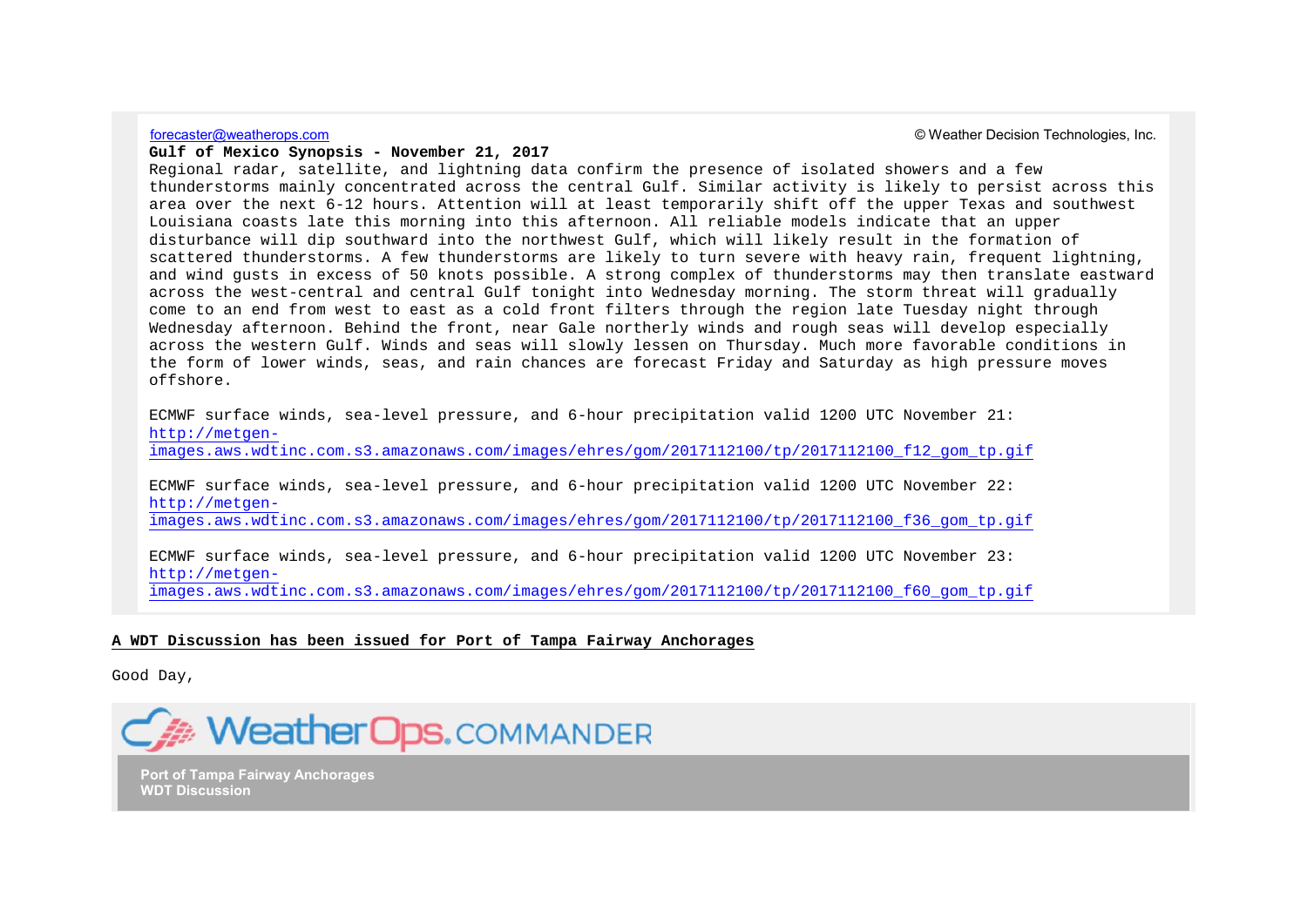forecaster@weatherops.com

© Weather Decision Technologies, Inc.

**Gulf of Mexico Synopsis - November 21, 2017**

Regional radar, satellite, and lightning data confirm the presence of isolated showers and a few thunderstorms mainly concentrated across the central Gulf. Similar activity is likely to persist across this area over the next 6-12 hours. Attention will at least temporarily shift off the upper Texas and southwest Louisiana coasts late this morning into this afternoon. All reliable models indicate that an upper disturbance will dip southward into the northwest Gulf, which will likely result in the formation of scattered thunderstorms. A few thunderstorms are likely to turn severe with heavy rain, frequent lightning, and wind gusts in excess of 50 knots possible. A strong complex of thunderstorms may then translate eastward across the west-central and central Gulf tonight into Wednesday morning. The storm threat will gradually come to an end from west to east as a cold front filters through the region late Tuesday night through Wednesday afternoon. Behind the front, near Gale northerly winds and rough seas will develop especially across the western Gulf. Winds and seas will slowly lessen on Thursday. Much more favorable conditions in the form of lower winds, seas, and rain chances are forecast Friday and Saturday as high pressure moves offshore.

ECMWF surface winds, sea-level pressure, and 6-hour precipitation valid 1200 UTC November 21:
http://metgen-images.aws.wdtinc.com.s3.amazonaws.com/images/ehres/gom/2017112100/tp/2017112100_f12_gom_tp.gif

ECMWF surface winds, sea-level pressure, and 6-hour precipitation valid 1200 UTC November 22:
http://metgen-images.aws.wdtinc.com.s3.amazonaws.com/images/ehres/gom/2017112100/tp/2017112100_f36_gom_tp.gif

ECMWF surface winds, sea-level pressure, and 6-hour precipitation valid 1200 UTC November 23:
http://metgen-images.aws.wdtinc.com.s3.amazonaws.com/images/ehres/gom/2017112100/tp/2017112100_f60_gom_tp.gif

**A WDT Discussion has been issued for Port of Tampa Fairway Anchorages**

Good Day,

WeatherOps.COMMANDER

**Port of Tampa Fairway Anchorages**
**WDT Discussion**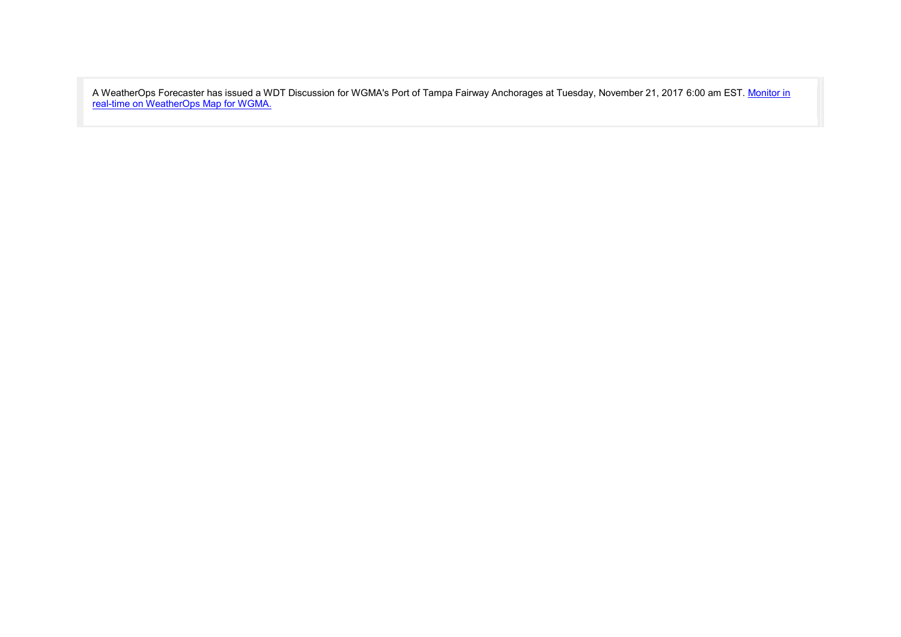A WeatherOps Forecaster has issued a WDT Discussion for WGMA's Port of Tampa Fairway Anchorages at Tuesday, November 21, 2017 6:00 am EST. Monitor in real-time on WeatherOps Map for WGMA.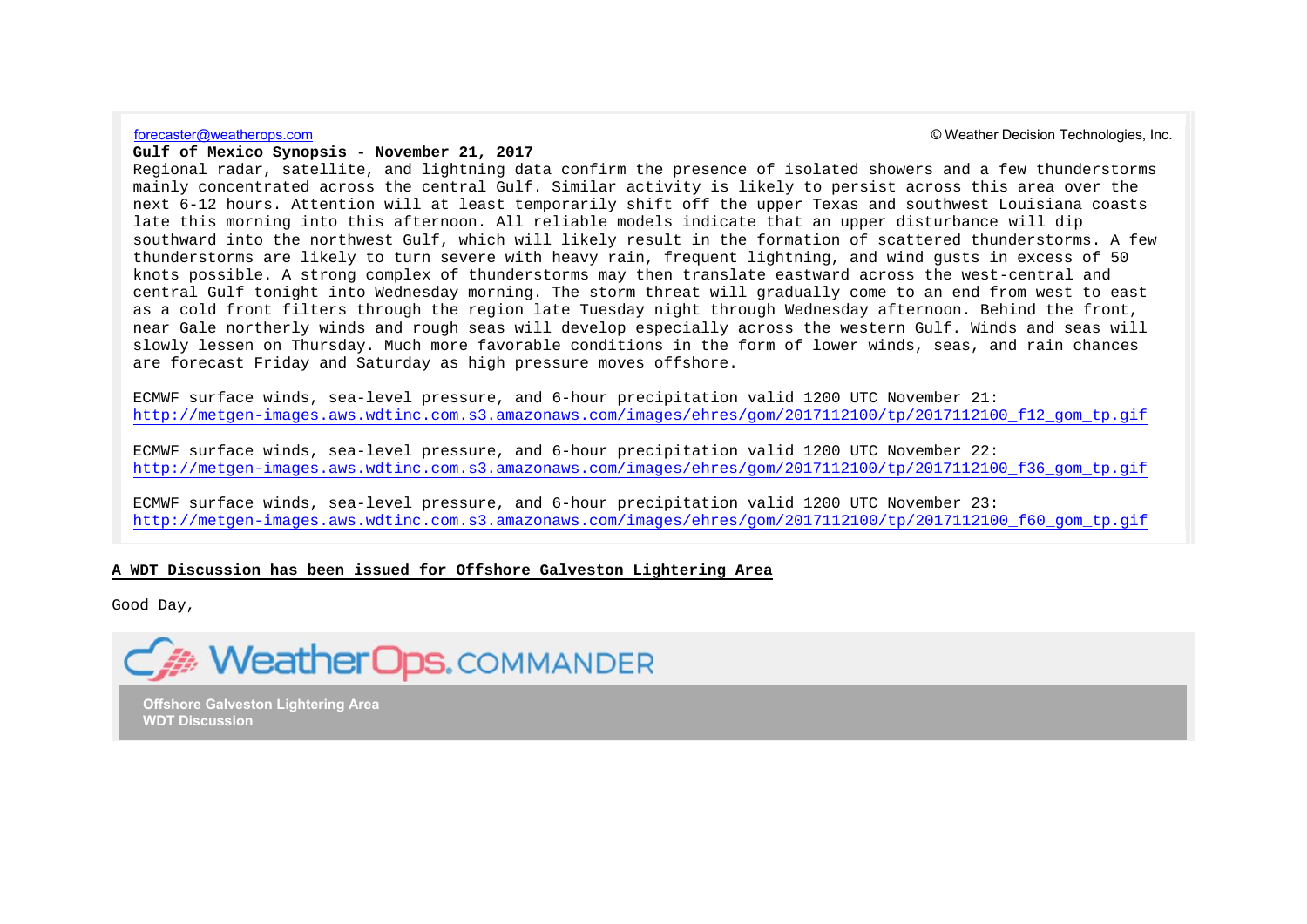forecaster@weatherops.com © Weather Decision Technologies, Inc.

**Gulf of Mexico Synopsis - November 21, 2017**

Regional radar, satellite, and lightning data confirm the presence of isolated showers and a few thunderstorms mainly concentrated across the central Gulf. Similar activity is likely to persist across this area over the next 6-12 hours. Attention will at least temporarily shift off the upper Texas and southwest Louisiana coasts late this morning into this afternoon. All reliable models indicate that an upper disturbance will dip southward into the northwest Gulf, which will likely result in the formation of scattered thunderstorms. A few thunderstorms are likely to turn severe with heavy rain, frequent lightning, and wind gusts in excess of 50 knots possible. A strong complex of thunderstorms may then translate eastward across the west-central and central Gulf tonight into Wednesday morning. The storm threat will gradually come to an end from west to east as a cold front filters through the region late Tuesday night through Wednesday afternoon. Behind the front, near Gale northerly winds and rough seas will develop especially across the western Gulf. Winds and seas will slowly lessen on Thursday. Much more favorable conditions in the form of lower winds, seas, and rain chances are forecast Friday and Saturday as high pressure moves offshore.

ECMWF surface winds, sea-level pressure, and 6-hour precipitation valid 1200 UTC November 21:
http://metgen-images.aws.wdtinc.com.s3.amazonaws.com/images/ehres/gom/2017112100/tp/2017112100_f12_gom_tp.gif

ECMWF surface winds, sea-level pressure, and 6-hour precipitation valid 1200 UTC November 22:
http://metgen-images.aws.wdtinc.com.s3.amazonaws.com/images/ehres/gom/2017112100/tp/2017112100_f36_gom_tp.gif

ECMWF surface winds, sea-level pressure, and 6-hour precipitation valid 1200 UTC November 23:
http://metgen-images.aws.wdtinc.com.s3.amazonaws.com/images/ehres/gom/2017112100/tp/2017112100_f60_gom_tp.gif

**A WDT Discussion has been issued for Offshore Galveston Lightering Area**

Good Day,

WeatherOps.COMMANDER

**Offshore Galveston Lightering Area**
**WDT Discussion**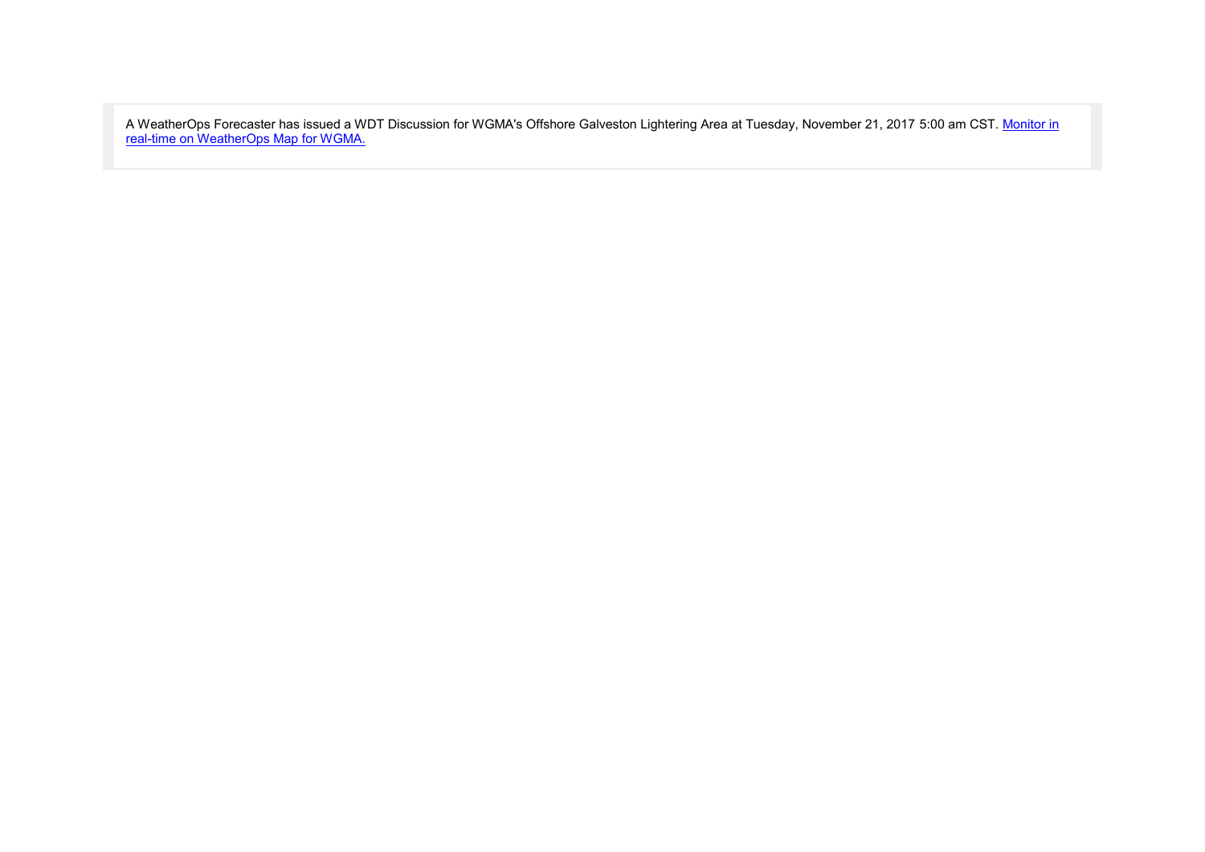A WeatherOps Forecaster has issued a WDT Discussion for WGMA's Offshore Galveston Lightering Area at Tuesday, November 21, 2017 5:00 am CST. Monitor in real-time on WeatherOps Map for WGMA.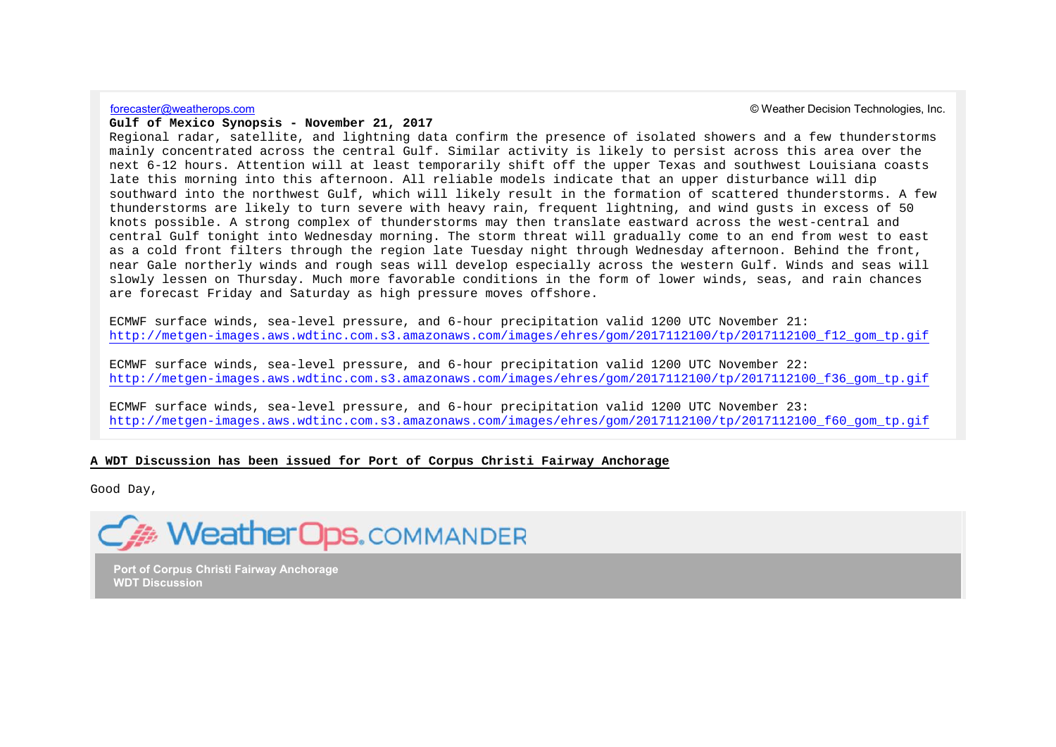forecaster@weatherops.com

© Weather Decision Technologies, Inc.

**Gulf of Mexico Synopsis - November 21, 2017**

Regional radar, satellite, and lightning data confirm the presence of isolated showers and a few thunderstorms mainly concentrated across the central Gulf. Similar activity is likely to persist across this area over the next 6-12 hours. Attention will at least temporarily shift off the upper Texas and southwest Louisiana coasts late this morning into this afternoon. All reliable models indicate that an upper disturbance will dip southward into the northwest Gulf, which will likely result in the formation of scattered thunderstorms. A few thunderstorms are likely to turn severe with heavy rain, frequent lightning, and wind gusts in excess of 50 knots possible. A strong complex of thunderstorms may then translate eastward across the west-central and central Gulf tonight into Wednesday morning. The storm threat will gradually come to an end from west to east as a cold front filters through the region late Tuesday night through Wednesday afternoon. Behind the front, near Gale northerly winds and rough seas will develop especially across the western Gulf. Winds and seas will slowly lessen on Thursday. Much more favorable conditions in the form of lower winds, seas, and rain chances are forecast Friday and Saturday as high pressure moves offshore.

ECMWF surface winds, sea-level pressure, and 6-hour precipitation valid 1200 UTC November 21:
http://metgen-images.aws.wdtinc.com.s3.amazonaws.com/images/ehres/gom/2017112100/tp/2017112100_f12_gom_tp.gif

ECMWF surface winds, sea-level pressure, and 6-hour precipitation valid 1200 UTC November 22:
http://metgen-images.aws.wdtinc.com.s3.amazonaws.com/images/ehres/gom/2017112100/tp/2017112100_f36_gom_tp.gif

ECMWF surface winds, sea-level pressure, and 6-hour precipitation valid 1200 UTC November 23:
http://metgen-images.aws.wdtinc.com.s3.amazonaws.com/images/ehres/gom/2017112100/tp/2017112100_f60_gom_tp.gif

**A WDT Discussion has been issued for Port of Corpus Christi Fairway Anchorage**

Good Day,

WeatherOps.COMMANDER

**Port of Corpus Christi Fairway Anchorage**
**WDT Discussion**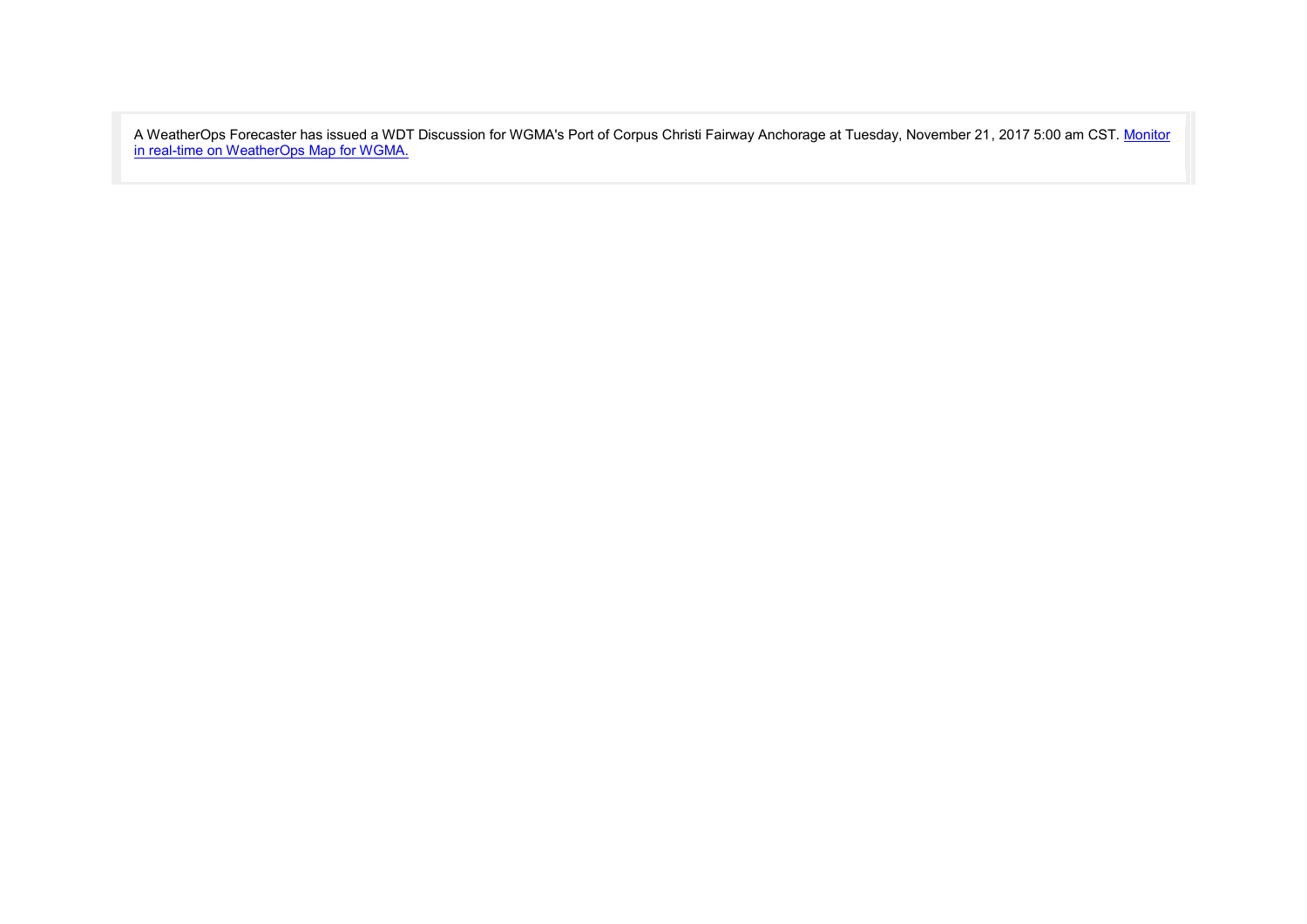A WeatherOps Forecaster has issued a WDT Discussion for WGMA's Port of Corpus Christi Fairway Anchorage at Tuesday, November 21, 2017 5:00 am CST. Monitor in real-time on WeatherOps Map for WGMA.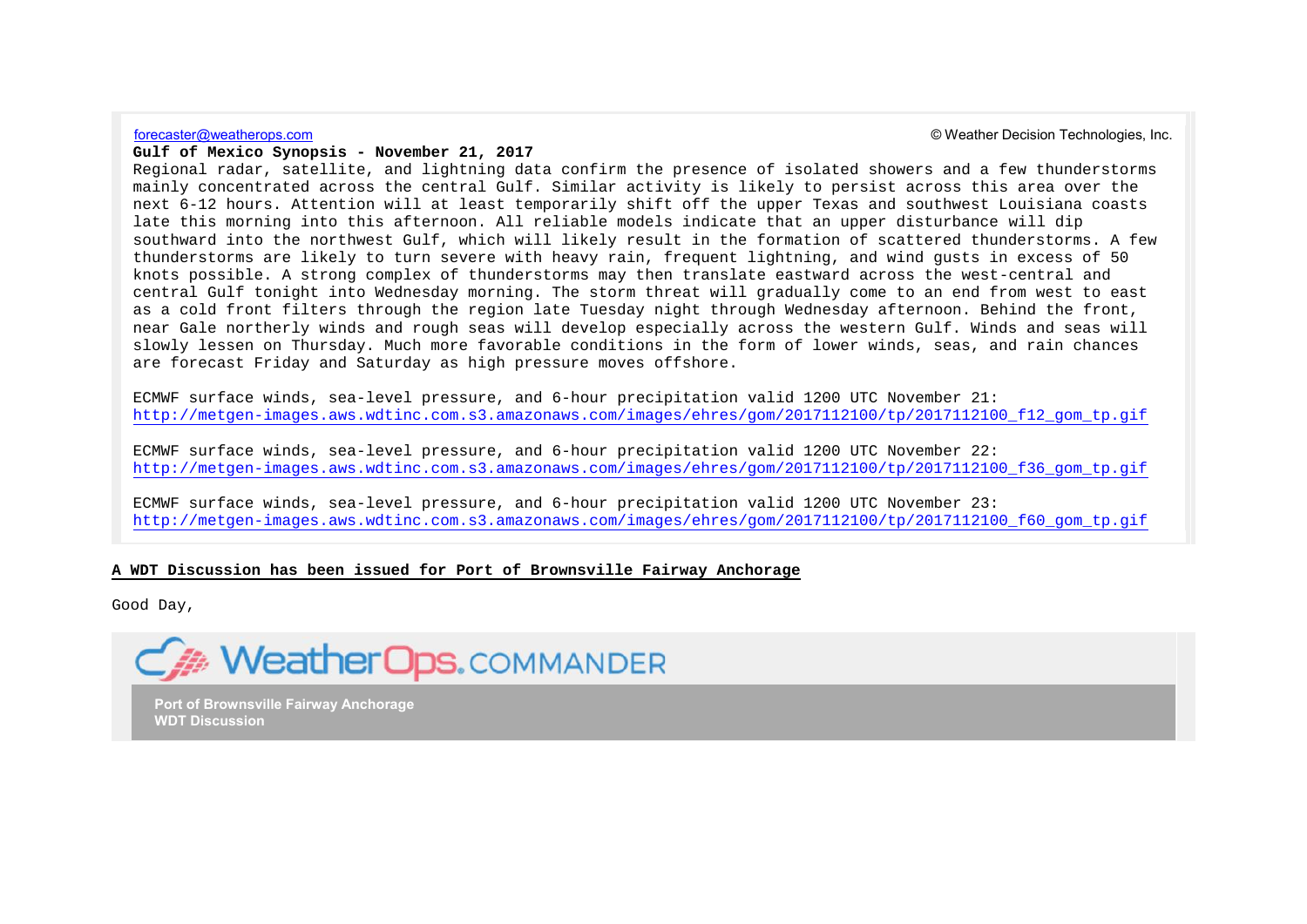forecaster@weatherops.com © Weather Decision Technologies, Inc.

**Gulf of Mexico Synopsis - November 21, 2017**

Regional radar, satellite, and lightning data confirm the presence of isolated showers and a few thunderstorms mainly concentrated across the central Gulf. Similar activity is likely to persist across this area over the next 6-12 hours. Attention will at least temporarily shift off the upper Texas and southwest Louisiana coasts late this morning into this afternoon. All reliable models indicate that an upper disturbance will dip southward into the northwest Gulf, which will likely result in the formation of scattered thunderstorms. A few thunderstorms are likely to turn severe with heavy rain, frequent lightning, and wind gusts in excess of 50 knots possible. A strong complex of thunderstorms may then translate eastward across the west-central and central Gulf tonight into Wednesday morning. The storm threat will gradually come to an end from west to east as a cold front filters through the region late Tuesday night through Wednesday afternoon. Behind the front, near Gale northerly winds and rough seas will develop especially across the western Gulf. Winds and seas will slowly lessen on Thursday. Much more favorable conditions in the form of lower winds, seas, and rain chances are forecast Friday and Saturday as high pressure moves offshore.

ECMWF surface winds, sea-level pressure, and 6-hour precipitation valid 1200 UTC November 21:
http://metgen-images.aws.wdtinc.com.s3.amazonaws.com/images/ehres/gom/2017112100/tp/2017112100_f12_gom_tp.gif

ECMWF surface winds, sea-level pressure, and 6-hour precipitation valid 1200 UTC November 22:
http://metgen-images.aws.wdtinc.com.s3.amazonaws.com/images/ehres/gom/2017112100/tp/2017112100_f36_gom_tp.gif

ECMWF surface winds, sea-level pressure, and 6-hour precipitation valid 1200 UTC November 23:
http://metgen-images.aws.wdtinc.com.s3.amazonaws.com/images/ehres/gom/2017112100/tp/2017112100_f60_gom_tp.gif

**A WDT Discussion has been issued for Port of Brownsville Fairway Anchorage**

Good Day,

WeatherOps.COMMANDER

**Port of Brownsville Fairway Anchorage**
**WDT Discussion**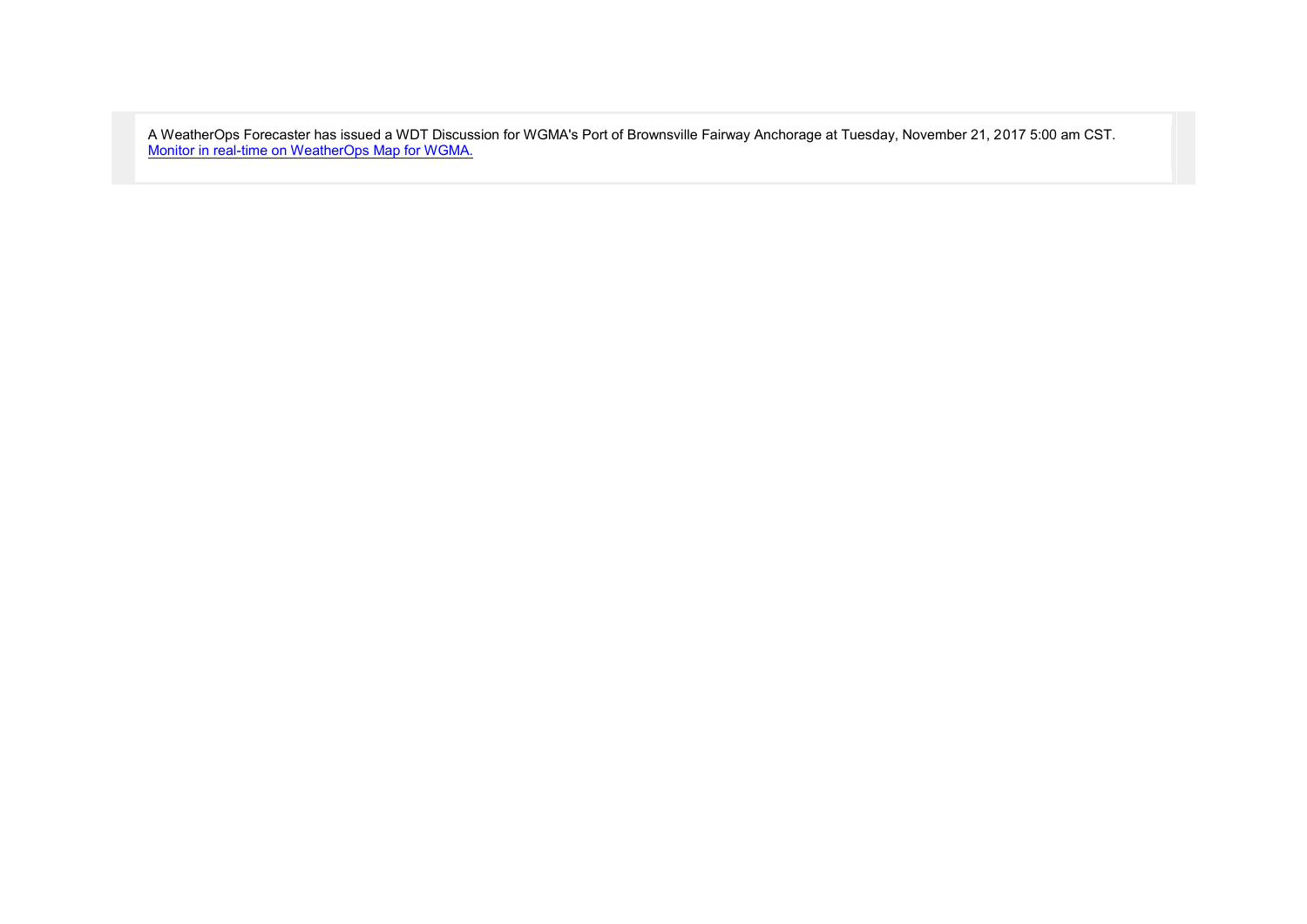A WeatherOps Forecaster has issued a WDT Discussion for WGMA's Port of Brownsville Fairway Anchorage at Tuesday, November 21, 2017 5:00 am CST.
Monitor in real-time on WeatherOps Map for WGMA.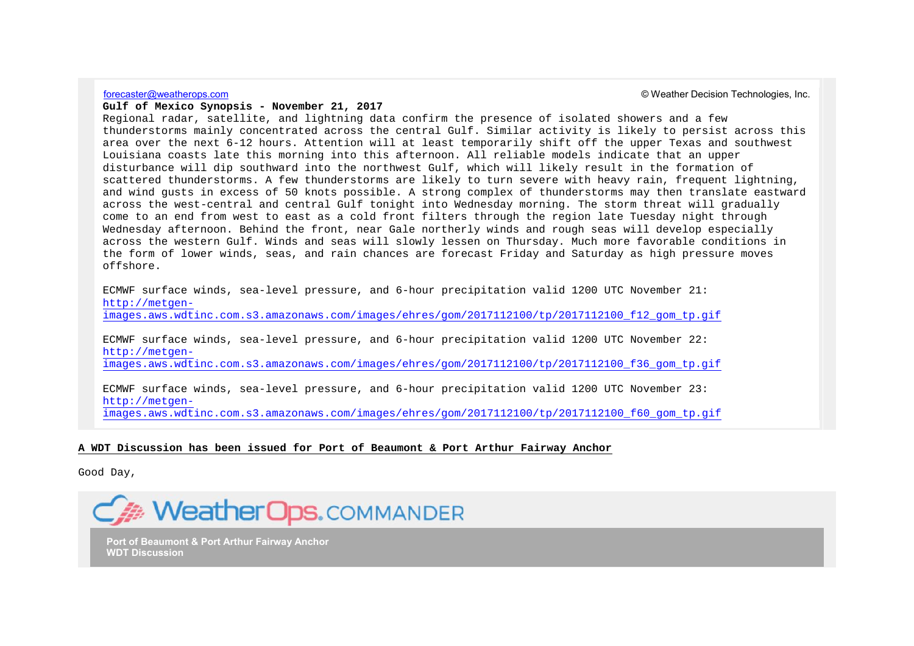forecaster@weatherops.com

© Weather Decision Technologies, Inc.

**Gulf of Mexico Synopsis - November 21, 2017**

Regional radar, satellite, and lightning data confirm the presence of isolated showers and a few thunderstorms mainly concentrated across the central Gulf. Similar activity is likely to persist across this area over the next 6-12 hours. Attention will at least temporarily shift off the upper Texas and southwest Louisiana coasts late this morning into this afternoon. All reliable models indicate that an upper disturbance will dip southward into the northwest Gulf, which will likely result in the formation of scattered thunderstorms. A few thunderstorms are likely to turn severe with heavy rain, frequent lightning, and wind gusts in excess of 50 knots possible. A strong complex of thunderstorms may then translate eastward across the west-central and central Gulf tonight into Wednesday morning. The storm threat will gradually come to an end from west to east as a cold front filters through the region late Tuesday night through Wednesday afternoon. Behind the front, near Gale northerly winds and rough seas will develop especially across the western Gulf. Winds and seas will slowly lessen on Thursday. Much more favorable conditions in the form of lower winds, seas, and rain chances are forecast Friday and Saturday as high pressure moves offshore.

ECMWF surface winds, sea-level pressure, and 6-hour precipitation valid 1200 UTC November 21:
http://metgen-images.aws.wdtinc.com.s3.amazonaws.com/images/ehres/gom/2017112100/tp/2017112100_f12_gom_tp.gif

ECMWF surface winds, sea-level pressure, and 6-hour precipitation valid 1200 UTC November 22:
http://metgen-images.aws.wdtinc.com.s3.amazonaws.com/images/ehres/gom/2017112100/tp/2017112100_f36_gom_tp.gif

ECMWF surface winds, sea-level pressure, and 6-hour precipitation valid 1200 UTC November 23:
http://metgen-images.aws.wdtinc.com.s3.amazonaws.com/images/ehres/gom/2017112100/tp/2017112100_f60_gom_tp.gif

**A WDT Discussion has been issued for Port of Beaumont & Port Arthur Fairway Anchor**

Good Day,

WeatherOps.COMMANDER

**Port of Beaumont & Port Arthur Fairway Anchor**
**WDT Discussion**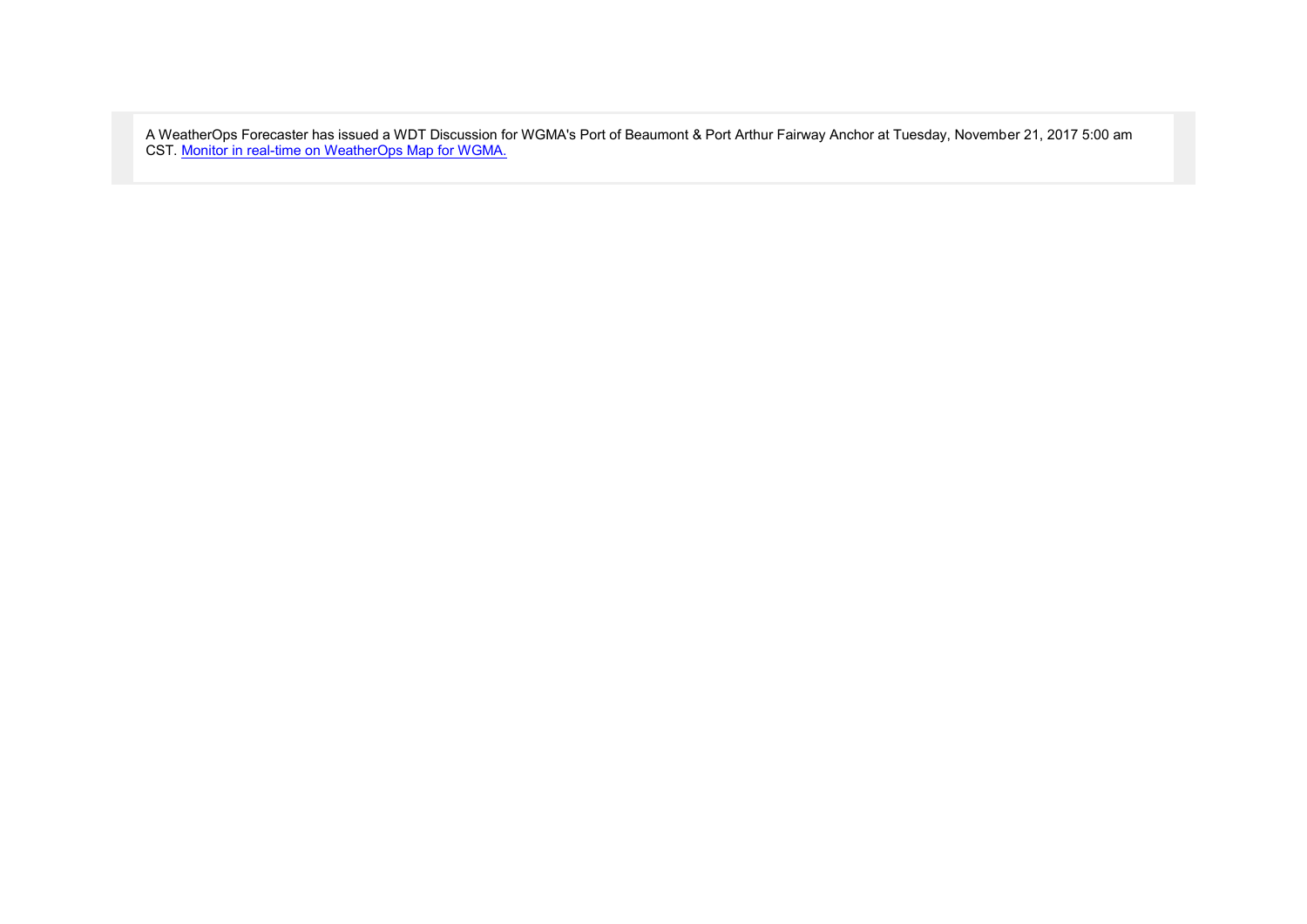A WeatherOps Forecaster has issued a WDT Discussion for WGMA's Port of Beaumont & Port Arthur Fairway Anchor at Tuesday, November 21, 2017 5:00 am CST. [Monitor in real-time on WeatherOps Map for WGMA.]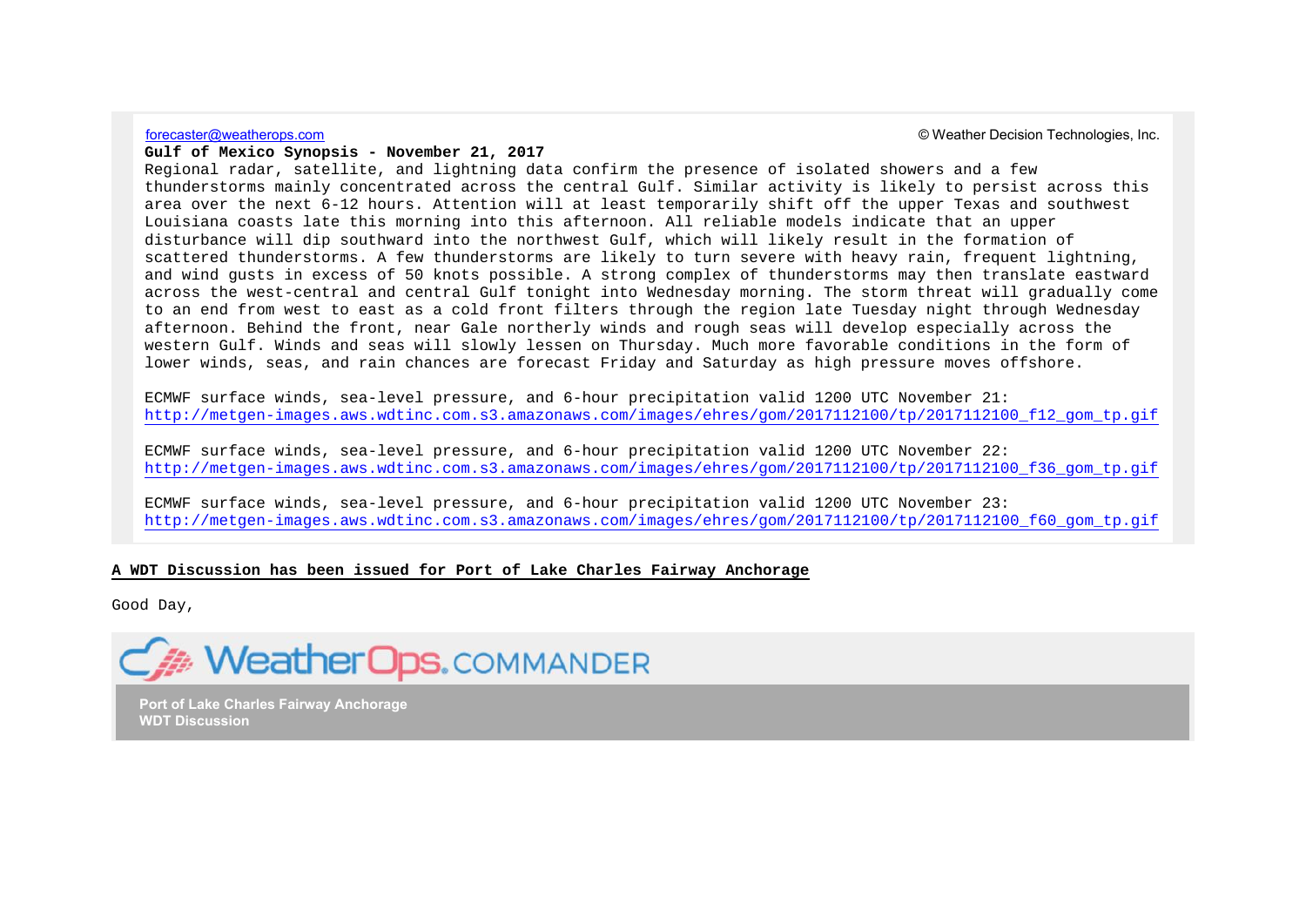forecaster@weatherops.com

© Weather Decision Technologies, Inc.

**Gulf of Mexico Synopsis - November 21, 2017**

Regional radar, satellite, and lightning data confirm the presence of isolated showers and a few thunderstorms mainly concentrated across the central Gulf. Similar activity is likely to persist across this area over the next 6-12 hours. Attention will at least temporarily shift off the upper Texas and southwest Louisiana coasts late this morning into this afternoon. All reliable models indicate that an upper disturbance will dip southward into the northwest Gulf, which will likely result in the formation of scattered thunderstorms. A few thunderstorms are likely to turn severe with heavy rain, frequent lightning, and wind gusts in excess of 50 knots possible. A strong complex of thunderstorms may then translate eastward across the west-central and central Gulf tonight into Wednesday morning. The storm threat will gradually come to an end from west to east as a cold front filters through the region late Tuesday night through Wednesday afternoon. Behind the front, near Gale northerly winds and rough seas will develop especially across the western Gulf. Winds and seas will slowly lessen on Thursday. Much more favorable conditions in the form of lower winds, seas, and rain chances are forecast Friday and Saturday as high pressure moves offshore.

ECMWF surface winds, sea-level pressure, and 6-hour precipitation valid 1200 UTC November 21:
http://metgen-images.aws.wdtinc.com.s3.amazonaws.com/images/ehres/gom/2017112100/tp/2017112100_f12_gom_tp.gif

ECMWF surface winds, sea-level pressure, and 6-hour precipitation valid 1200 UTC November 22:
http://metgen-images.aws.wdtinc.com.s3.amazonaws.com/images/ehres/gom/2017112100/tp/2017112100_f36_gom_tp.gif

ECMWF surface winds, sea-level pressure, and 6-hour precipitation valid 1200 UTC November 23:
http://metgen-images.aws.wdtinc.com.s3.amazonaws.com/images/ehres/gom/2017112100/tp/2017112100_f60_gom_tp.gif

**A WDT Discussion has been issued for Port of Lake Charles Fairway Anchorage**

Good Day,

WeatherOps.COMMANDER

**Port of Lake Charles Fairway Anchorage**
**WDT Discussion**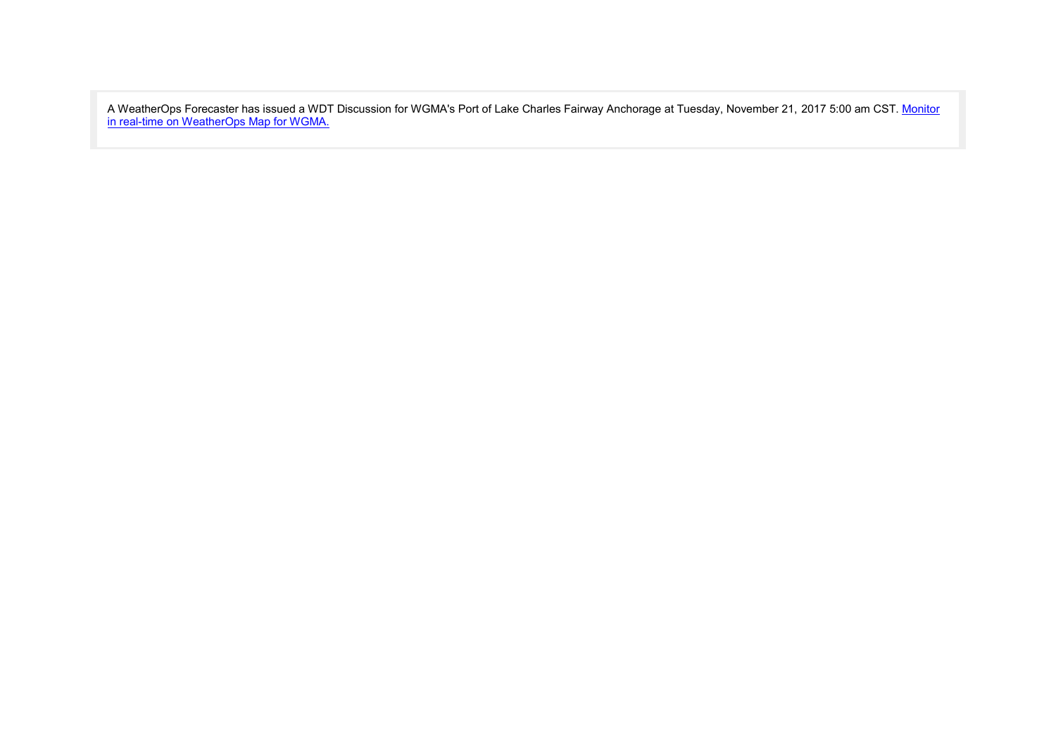A WeatherOps Forecaster has issued a WDT Discussion for WGMA's Port of Lake Charles Fairway Anchorage at Tuesday, November 21, 2017 5:00 am CST. [Monitor in real-time on WeatherOps Map for WGMA.]()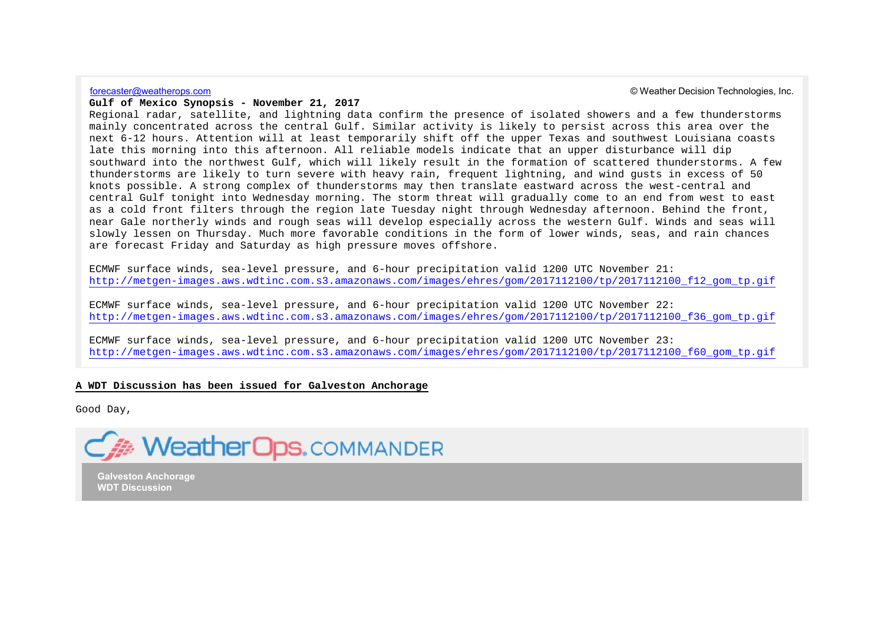forecaster@weatherops.com

© Weather Decision Technologies, Inc.

**Gulf of Mexico Synopsis - November 21, 2017**

Regional radar, satellite, and lightning data confirm the presence of isolated showers and a few thunderstorms mainly concentrated across the central Gulf. Similar activity is likely to persist across this area over the next 6-12 hours. Attention will at least temporarily shift off the upper Texas and southwest Louisiana coasts late this morning into this afternoon. All reliable models indicate that an upper disturbance will dip southward into the northwest Gulf, which will likely result in the formation of scattered thunderstorms. A few thunderstorms are likely to turn severe with heavy rain, frequent lightning, and wind gusts in excess of 50 knots possible. A strong complex of thunderstorms may then translate eastward across the west-central and central Gulf tonight into Wednesday morning. The storm threat will gradually come to an end from west to east as a cold front filters through the region late Tuesday night through Wednesday afternoon. Behind the front, near Gale northerly winds and rough seas will develop especially across the western Gulf. Winds and seas will slowly lessen on Thursday. Much more favorable conditions in the form of lower winds, seas, and rain chances are forecast Friday and Saturday as high pressure moves offshore.

ECMWF surface winds, sea-level pressure, and 6-hour precipitation valid 1200 UTC November 21:
http://metgen-images.aws.wdtinc.com.s3.amazonaws.com/images/ehres/gom/2017112100/tp/2017112100_f12_gom_tp.gif

ECMWF surface winds, sea-level pressure, and 6-hour precipitation valid 1200 UTC November 22:
http://metgen-images.aws.wdtinc.com.s3.amazonaws.com/images/ehres/gom/2017112100/tp/2017112100_f36_gom_tp.gif

ECMWF surface winds, sea-level pressure, and 6-hour precipitation valid 1200 UTC November 23:
http://metgen-images.aws.wdtinc.com.s3.amazonaws.com/images/ehres/gom/2017112100/tp/2017112100_f60_gom_tp.gif

**A WDT Discussion has been issued for Galveston Anchorage**

Good Day,

WeatherOps.COMMANDER

**Galveston Anchorage**
**WDT Discussion**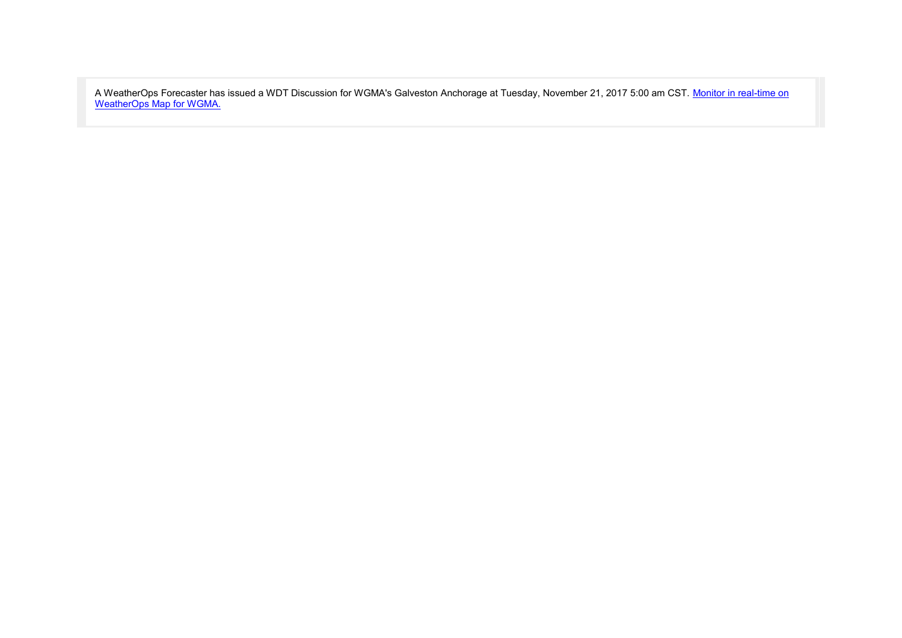A WeatherOps Forecaster has issued a WDT Discussion for WGMA's Galveston Anchorage at Tuesday, November 21, 2017 5:00 am CST. Monitor in real-time on WeatherOps Map for WGMA.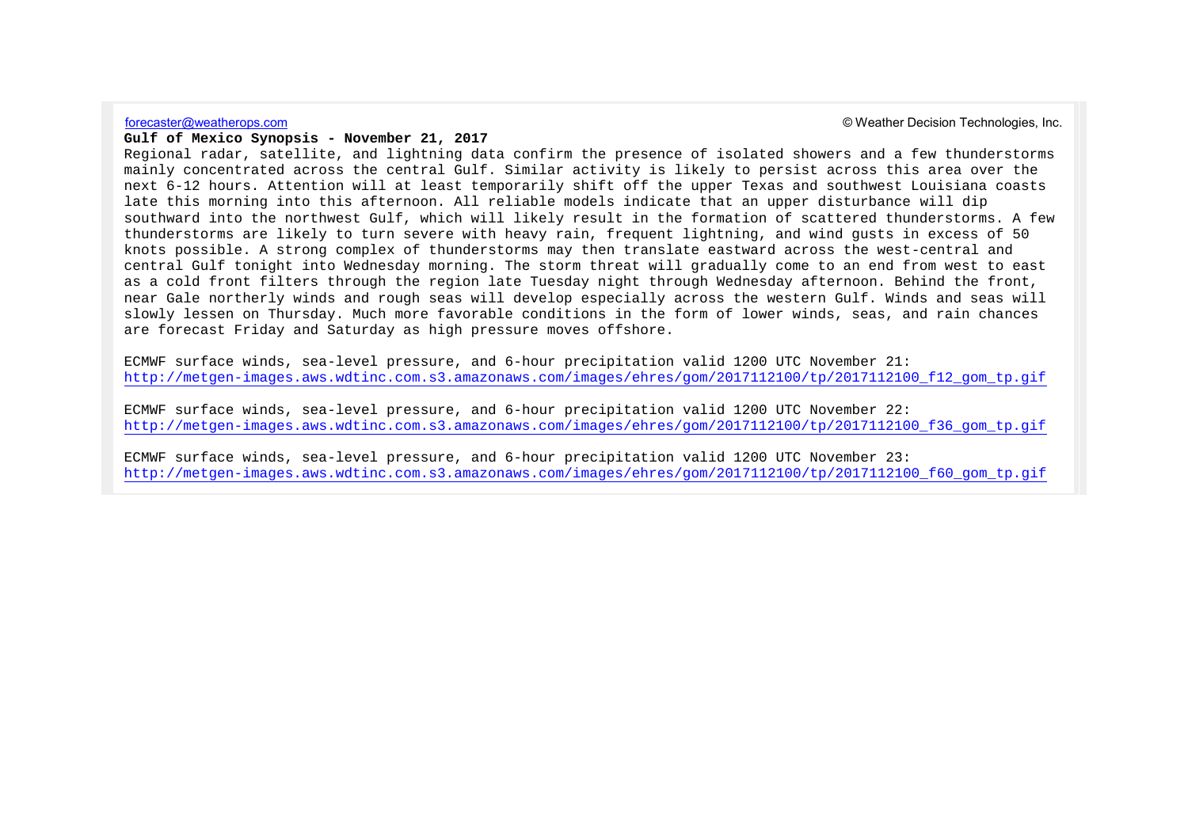forecaster@weatherops.com

© Weather Decision Technologies, Inc.

**Gulf of Mexico Synopsis - November 21, 2017**

Regional radar, satellite, and lightning data confirm the presence of isolated showers and a few thunderstorms mainly concentrated across the central Gulf. Similar activity is likely to persist across this area over the next 6-12 hours. Attention will at least temporarily shift off the upper Texas and southwest Louisiana coasts late this morning into this afternoon. All reliable models indicate that an upper disturbance will dip southward into the northwest Gulf, which will likely result in the formation of scattered thunderstorms. A few thunderstorms are likely to turn severe with heavy rain, frequent lightning, and wind gusts in excess of 50 knots possible. A strong complex of thunderstorms may then translate eastward across the west-central and central Gulf tonight into Wednesday morning. The storm threat will gradually come to an end from west to east as a cold front filters through the region late Tuesday night through Wednesday afternoon. Behind the front, near Gale northerly winds and rough seas will develop especially across the western Gulf. Winds and seas will slowly lessen on Thursday. Much more favorable conditions in the form of lower winds, seas, and rain chances are forecast Friday and Saturday as high pressure moves offshore.

ECMWF surface winds, sea-level pressure, and 6-hour precipitation valid 1200 UTC November 21:
http://metgen-images.aws.wdtinc.com.s3.amazonaws.com/images/ehres/gom/2017112100/tp/2017112100_f12_gom_tp.gif

ECMWF surface winds, sea-level pressure, and 6-hour precipitation valid 1200 UTC November 22:
http://metgen-images.aws.wdtinc.com.s3.amazonaws.com/images/ehres/gom/2017112100/tp/2017112100_f36_gom_tp.gif

ECMWF surface winds, sea-level pressure, and 6-hour precipitation valid 1200 UTC November 23:
http://metgen-images.aws.wdtinc.com.s3.amazonaws.com/images/ehres/gom/2017112100/tp/2017112100_f60_gom_tp.gif